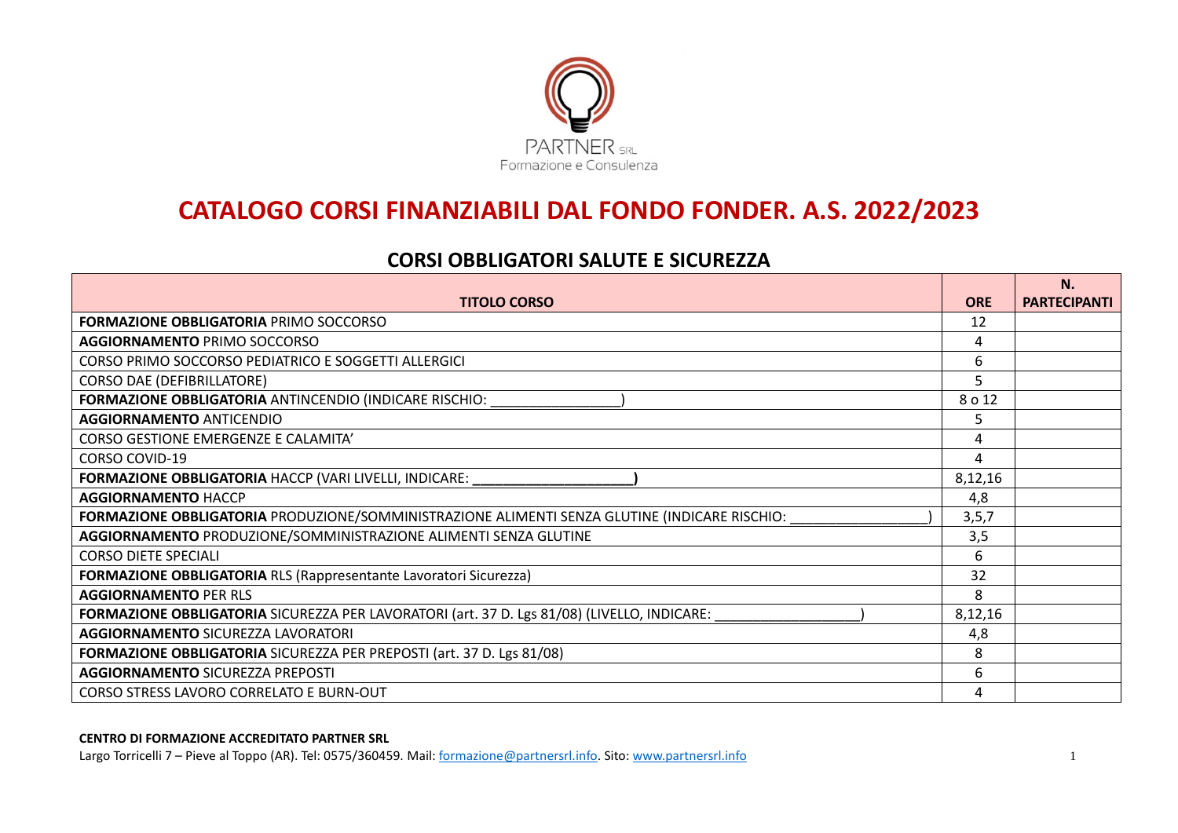PARTNER SRL
Formazione e Consulenza

# CATALOGO CORSI FINANZIABILI DAL FONDO FONDER. A.S. 2022/2023

## CORSI OBBLIGATORI SALUTE E SICUREZZA

| TITOLO CORSO | ORE | N. PARTECIPANTI |
|---|---|---|
| **FORMAZIONE OBBLIGATORIA** PRIMO SOCCORSO | 12 | |
| **AGGIORNAMENTO** PRIMO SOCCORSO | 4 | |
| CORSO PRIMO SOCCORSO PEDIATRICO E SOGGETTI ALLERGICI | 6 | |
| CORSO DAE (DEFIBRILLATORE) | 5 | |
| **FORMAZIONE OBBLIGATORIA** ANTINCENDIO (INDICARE RISCHIO: ________________) | 8 o 12 | |
| **AGGIORNAMENTO** ANTICENDIO | 5 | |
| CORSO GESTIONE EMERGENZE E CALAMITA' | 4 | |
| CORSO COVID-19 | 4 | |
| **FORMAZIONE OBBLIGATORIA** HACCP (VARI LIVELLI, INDICARE: ____________________) | 8,12,16 | |
| **AGGIORNAMENTO** HACCP | 4,8 | |
| **FORMAZIONE OBBLIGATORIA** PRODUZIONE/SOMMINISTRAZIONE ALIMENTI SENZA GLUTINE (INDICARE RISCHIO: ________________) | 3,5,7 | |
| **AGGIORNAMENTO** PRODUZIONE/SOMMINISTRAZIONE ALIMENTI SENZA GLUTINE | 3,5 | |
| CORSO DIETE SPECIALI | 6 | |
| **FORMAZIONE OBBLIGATORIA** RLS (Rappresentante Lavoratori Sicurezza) | 32 | |
| **AGGIORNAMENTO** PER RLS | 8 | |
| **FORMAZIONE OBBLIGATORIA** SICUREZZA PER LAVORATORI (art. 37 D. Lgs 81/08) (LIVELLO, INDICARE: _________________) | 8,12,16 | |
| **AGGIORNAMENTO** SICUREZZA LAVORATORI | 4,8 | |
| **FORMAZIONE OBBLIGATORIA** SICUREZZA PER PREPOSTI (art. 37 D. Lgs 81/08) | 8 | |
| **AGGIORNAMENTO** SICUREZZA PREPOSTI | 6 | |
| CORSO STRESS LAVORO CORRELATO E BURN-OUT | 4 | |

**CENTRO DI FORMAZIONE ACCREDITATO PARTNER SRL**
Largo Torricelli 7 – Pieve al Toppo (AR). Tel: 0575/360459. Mail: formazione@partnersrl.info. Sito: www.partnersrl.info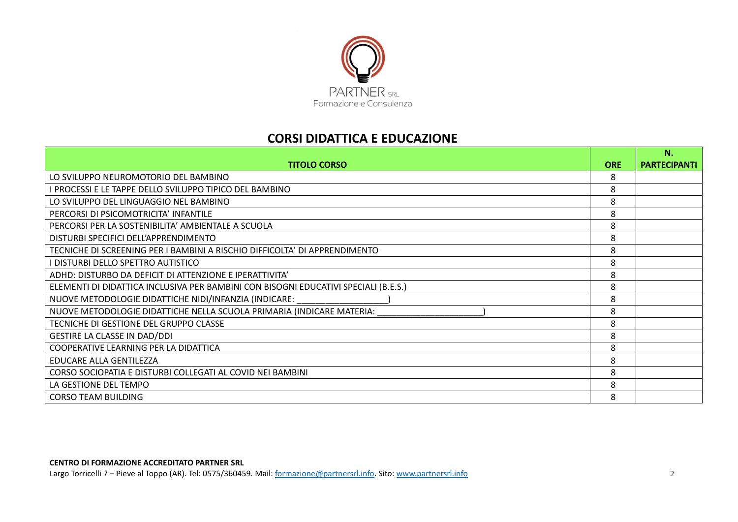PARTNER SRL
Formazione e Consulenza

## CORSI DIDATTICA E EDUCAZIONE

| TITOLO CORSO | ORE | N. PARTECIPANTI |
|---|---|---|
| LO SVILUPPO NEUROMOTORIO DEL BAMBINO | 8 | |
| I PROCESSI E LE TAPPE DELLO SVILUPPO TIPICO DEL BAMBINO | 8 | |
| LO SVILUPPO DEL LINGUAGGIO NEL BAMBINO | 8 | |
| PERCORSI DI PSICOMOTRICITA' INFANTILE | 8 | |
| PERCORSI PER LA SOSTENIBILITA' AMBIENTALE A SCUOLA | 8 | |
| DISTURBI SPECIFICI DELL'APPRENDIMENTO | 8 | |
| TECNICHE DI SCREENING PER I BAMBINI A RISCHIO DIFFICOLTA' DI APPRENDIMENTO | 8 | |
| I DISTURBI DELLO SPETTRO AUTISTICO | 8 | |
| ADHD: DISTURBO DA DEFICIT DI ATTENZIONE E IPERATTIVITA' | 8 | |
| ELEMENTI DI DIDATTICA INCLUSIVA PER BAMBINI CON BISOGNI EDUCATIVI SPECIALI (B.E.S.) | 8 | |
| NUOVE METODOLOGIE DIDATTICHE NIDI/INFANZIA (INDICARE: ___________________) | 8 | |
| NUOVE METODOLOGIE DIDATTICHE NELLA SCUOLA PRIMARIA (INDICARE MATERIA: ______________________) | 8 | |
| TECNICHE DI GESTIONE DEL GRUPPO CLASSE | 8 | |
| GESTIRE LA CLASSE IN DAD/DDI | 8 | |
| COOPERATIVE LEARNING PER LA DIDATTICA | 8 | |
| EDUCARE ALLA GENTILEZZA | 8 | |
| CORSO SOCIOPATIA E DISTURBI COLLEGATI AL COVID NEI BAMBINI | 8 | |
| LA GESTIONE DEL TEMPO | 8 | |
| CORSO TEAM BUILDING | 8 | |

**CENTRO DI FORMAZIONE ACCREDITATO PARTNER SRL**
Largo Torricelli 7 – Pieve al Toppo (AR). Tel: 0575/360459. Mail: formazione@partnersrl.info. Sito: www.partnersrl.info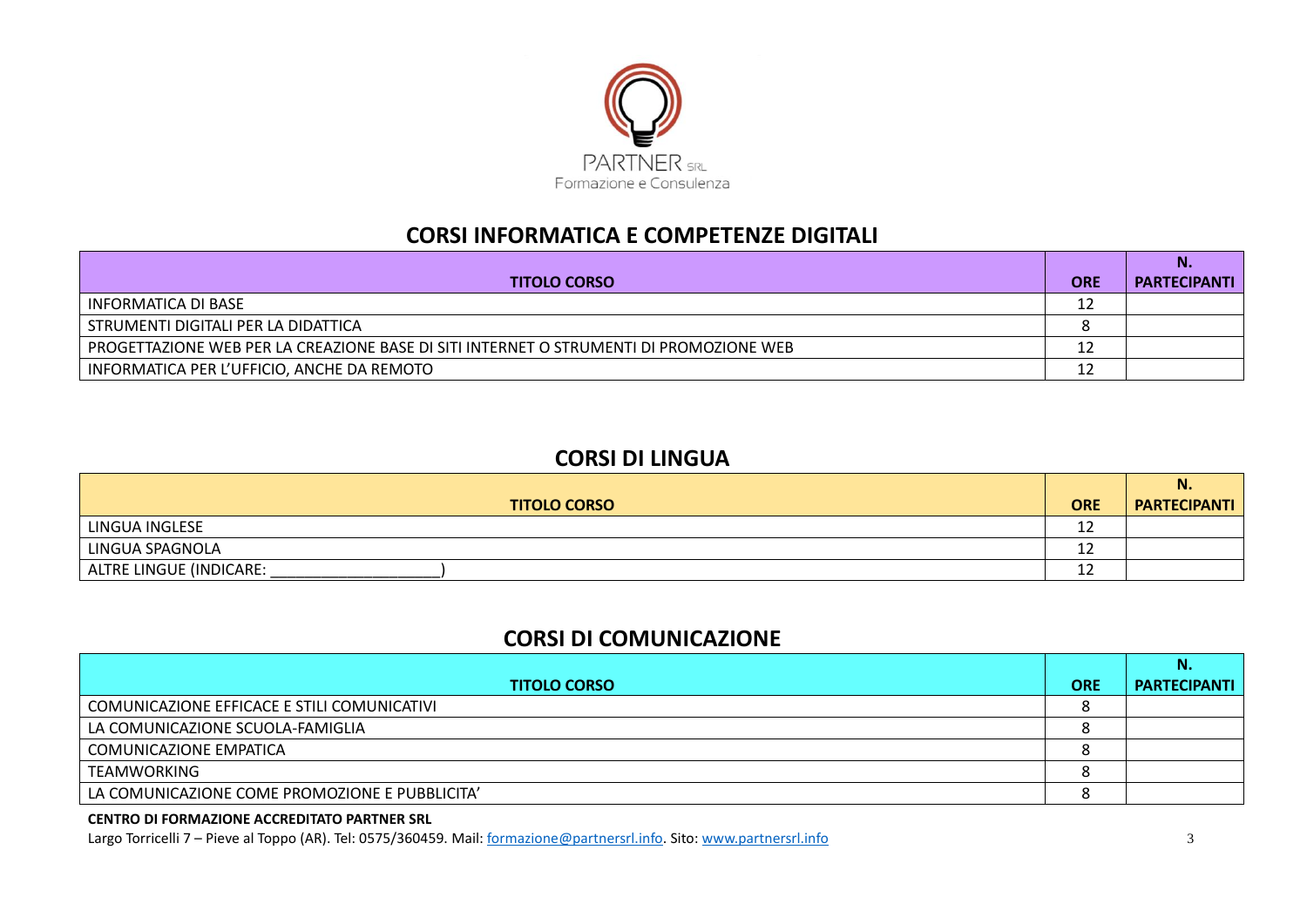PARTNER SRL
Formazione e Consulenza

## CORSI INFORMATICA E COMPETENZE DIGITALI

| TITOLO CORSO | ORE | N. PARTECIPANTI |
|---|---|---|
| INFORMATICA DI BASE | 12 | |
| STRUMENTI DIGITALI PER LA DIDATTICA | 8 | |
| PROGETTAZIONE WEB PER LA CREAZIONE BASE DI SITI INTERNET O STRUMENTI DI PROMOZIONE WEB | 12 | |
| INFORMATICA PER L'UFFICIO, ANCHE DA REMOTO | 12 | |

## CORSI DI LINGUA

| TITOLO CORSO | ORE | N. PARTECIPANTI |
|---|---|---|
| LINGUA INGLESE | 12 | |
| LINGUA SPAGNOLA | 12 | |
| ALTRE LINGUE (INDICARE: ____________________) | 12 | |

## CORSI DI COMUNICAZIONE

| TITOLO CORSO | ORE | N. PARTECIPANTI |
|---|---|---|
| COMUNICAZIONE EFFICACE E STILI COMUNICATIVI | 8 | |
| LA COMUNICAZIONE SCUOLA-FAMIGLIA | 8 | |
| COMUNICAZIONE EMPATICA | 8 | |
| TEAMWORKING | 8 | |
| LA COMUNICAZIONE COME PROMOZIONE E PUBBLICITA' | 8 | |

**CENTRO DI FORMAZIONE ACCREDITATO PARTNER SRL**
Largo Torricelli 7 – Pieve al Toppo (AR). Tel: 0575/360459. Mail: formazione@partnersrl.info. Sito: www.partnersrl.info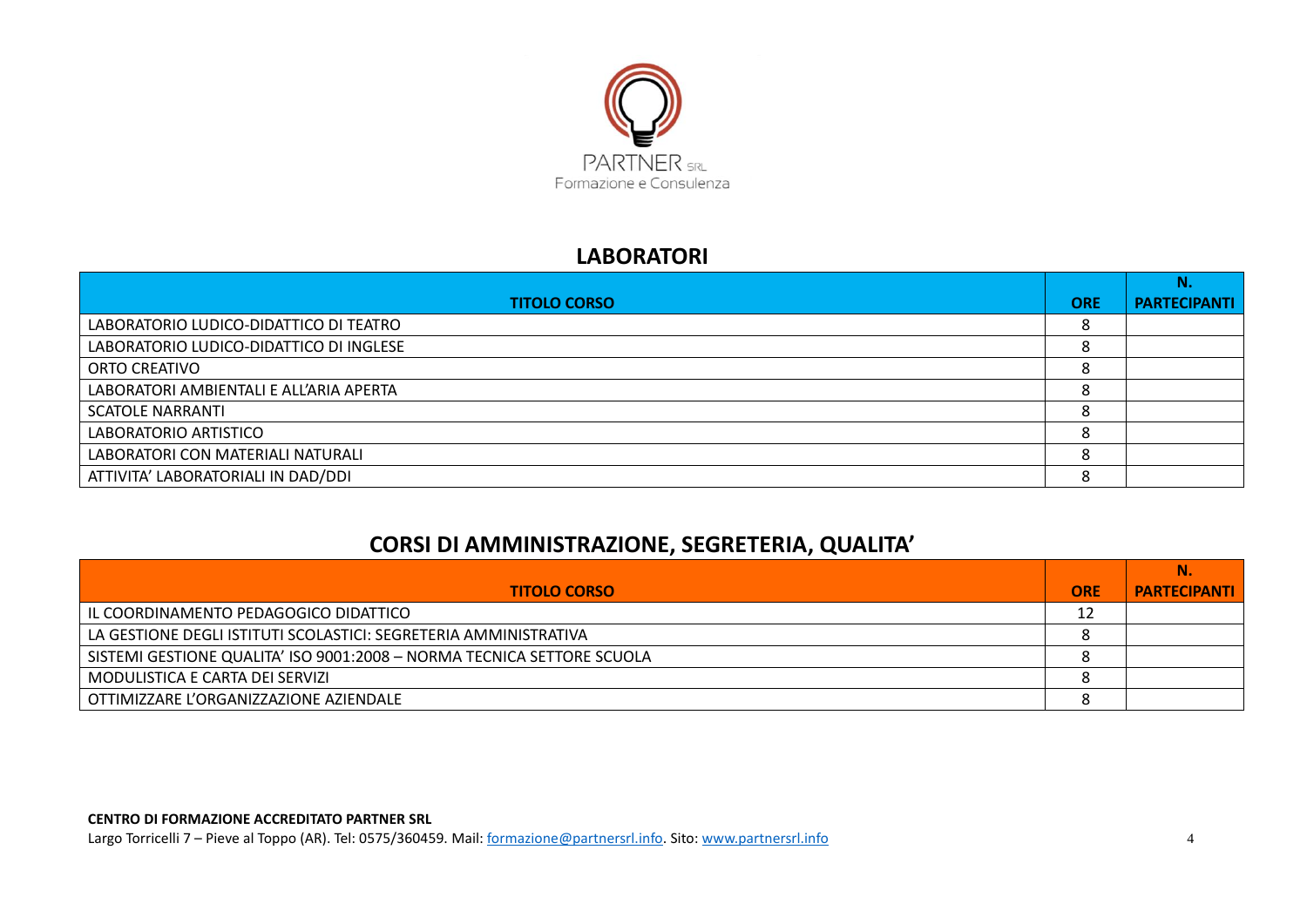PARTNER SRL
Formazione e Consulenza

## LABORATORI

| TITOLO CORSO | ORE | N. PARTECIPANTI |
|---|---|---|
| LABORATORIO LUDICO-DIDATTICO DI TEATRO | 8 | |
| LABORATORIO LUDICO-DIDATTICO DI INGLESE | 8 | |
| ORTO CREATIVO | 8 | |
| LABORATORI AMBIENTALI E ALL'ARIA APERTA | 8 | |
| SCATOLE NARRANTI | 8 | |
| LABORATORIO ARTISTICO | 8 | |
| LABORATORI CON MATERIALI NATURALI | 8 | |
| ATTIVITA' LABORATORIALI IN DAD/DDI | 8 | |

## CORSI DI AMMINISTRAZIONE, SEGRETERIA, QUALITA'

| TITOLO CORSO | ORE | N. PARTECIPANTI |
|---|---|---|
| IL COORDINAMENTO PEDAGOGICO DIDATTICO | 12 | |
| LA GESTIONE DEGLI ISTITUTI SCOLASTICI: SEGRETERIA AMMINISTRATIVA | 8 | |
| SISTEMI GESTIONE QUALITA' ISO 9001:2008 – NORMA TECNICA SETTORE SCUOLA | 8 | |
| MODULISTICA E CARTA DEI SERVIZI | 8 | |
| OTTIMIZZARE L'ORGANIZZAZIONE AZIENDALE | 8 | |

**CENTRO DI FORMAZIONE ACCREDITATO PARTNER SRL**
Largo Torricelli 7 – Pieve al Toppo (AR). Tel: 0575/360459. Mail: formazione@partnersrl.info. Sito: www.partnersrl.info